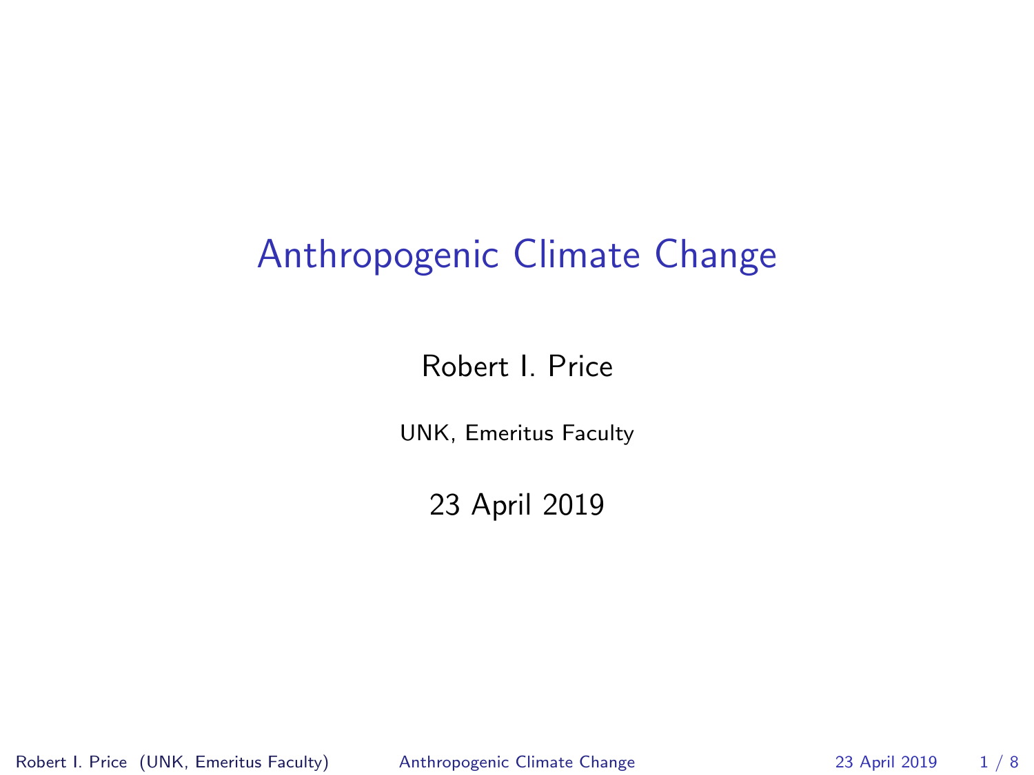# Anthropogenic Climate Change

Robert I. Price

UNK, Emeritus Faculty

23 April 2019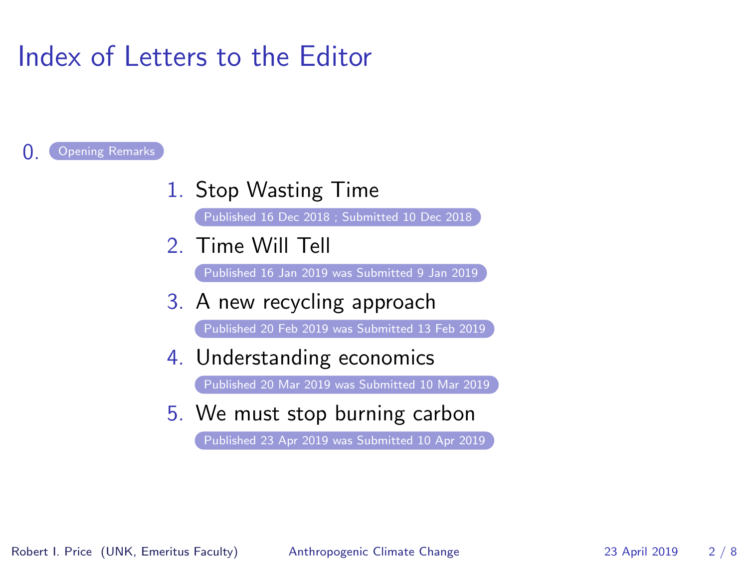# Index of Letters to the Editor

0. Opening Remarks

1. Stop Wasting Time
   Published 16 Dec 2018 ; Submitted 10 Dec 2018
2. Time Will Tell
   Published 16 Jan 2019 was Submitted 9 Jan 2019
3. A new recycling approach
   Published 20 Feb 2019 was Submitted 13 Feb 2019
4. Understanding economics
   Published 20 Mar 2019 was Submitted 10 Mar 2019
5. We must stop burning carbon
   Published 23 Apr 2019 was Submitted 10 Apr 2019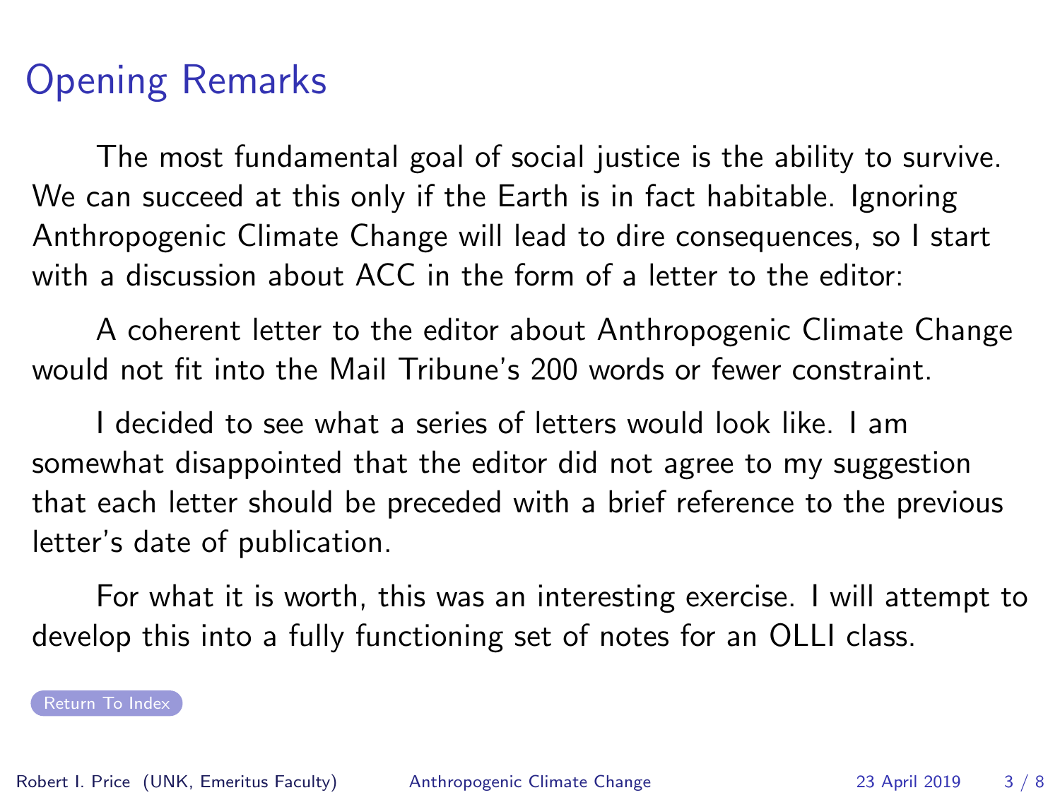# Opening Remarks

The most fundamental goal of social justice is the ability to survive. We can succeed at this only if the Earth is in fact habitable. Ignoring Anthropogenic Climate Change will lead to dire consequences, so I start with a discussion about ACC in the form of a letter to the editor:

A coherent letter to the editor about Anthropogenic Climate Change would not fit into the Mail Tribune's 200 words or fewer constraint.

I decided to see what a series of letters would look like. I am somewhat disappointed that the editor did not agree to my suggestion that each letter should be preceded with a brief reference to the previous letter's date of publication.

For what it is worth, this was an interesting exercise. I will attempt to develop this into a fully functioning set of notes for an OLLI class.

Return To Index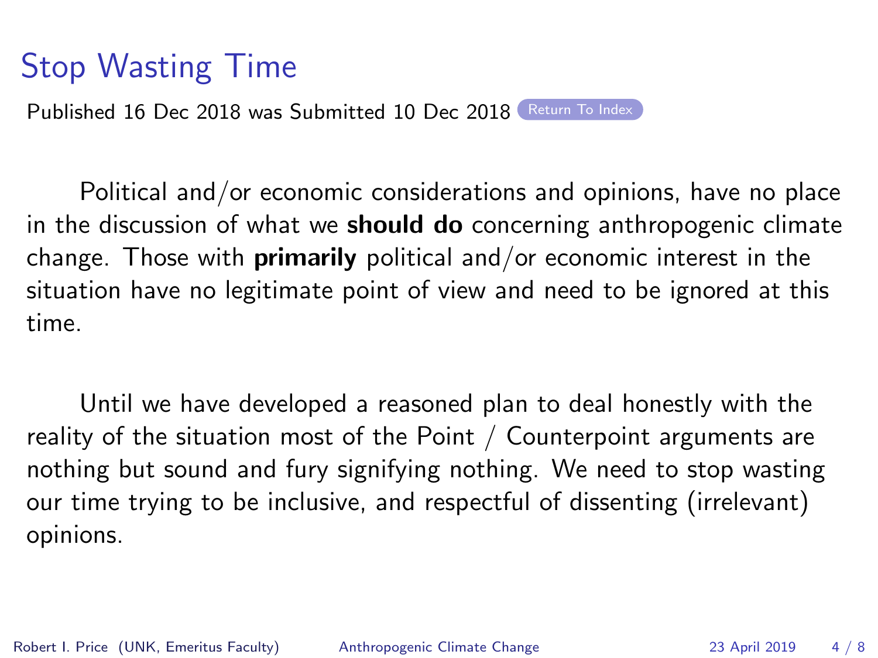# Stop Wasting Time

Published 16 Dec 2018 was Submitted 10 Dec 2018 Return To Index

Political and/or economic considerations and opinions, have no place in the discussion of what we **should do** concerning anthropogenic climate change. Those with **primarily** political and/or economic interest in the situation have no legitimate point of view and need to be ignored at this time.

Until we have developed a reasoned plan to deal honestly with the reality of the situation most of the Point / Counterpoint arguments are nothing but sound and fury signifying nothing. We need to stop wasting our time trying to be inclusive, and respectful of dissenting (irrelevant) opinions.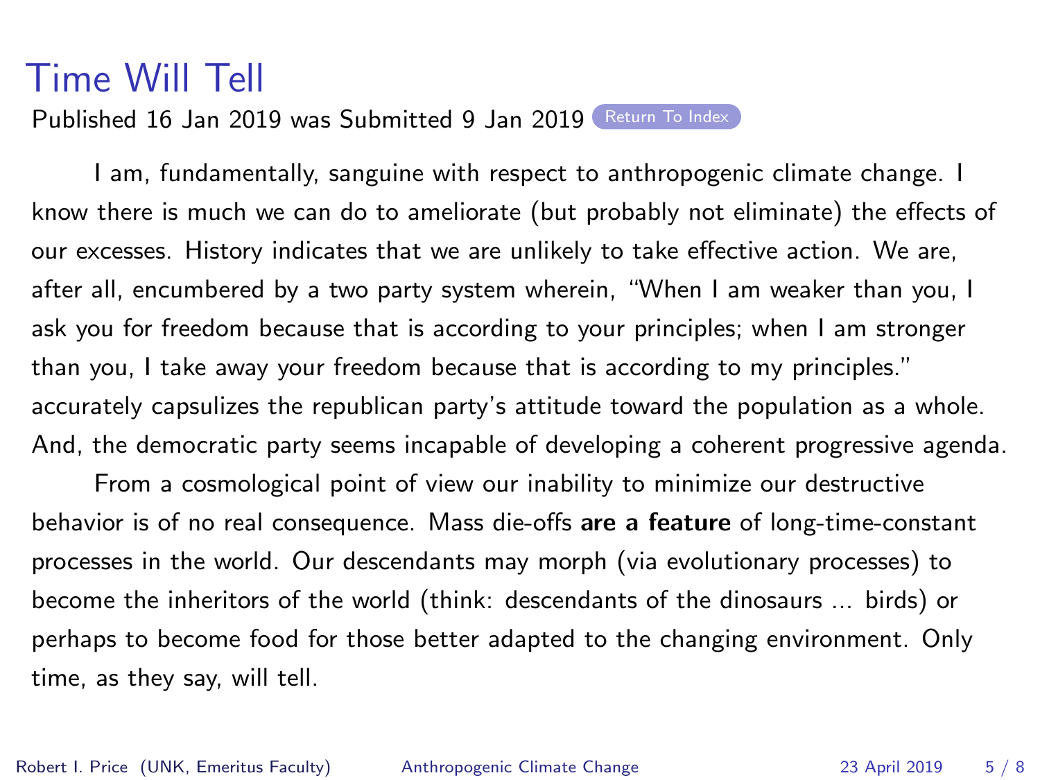# Time Will Tell

Published 16 Jan 2019 was Submitted 9 Jan 2019 Return To Index

I am, fundamentally, sanguine with respect to anthropogenic climate change. I know there is much we can do to ameliorate (but probably not eliminate) the effects of our excesses. History indicates that we are unlikely to take effective action. We are, after all, encumbered by a two party system wherein, "When I am weaker than you, I ask you for freedom because that is according to your principles; when I am stronger than you, I take away your freedom because that is according to my principles." accurately capsulizes the republican party's attitude toward the population as a whole. And, the democratic party seems incapable of developing a coherent progressive agenda.

From a cosmological point of view our inability to minimize our destructive behavior is of no real consequence. Mass die-offs **are a feature** of long-time-constant processes in the world. Our descendants may morph (via evolutionary processes) to become the inheritors of the world (think: descendants of the dinosaurs ... birds) or perhaps to become food for those better adapted to the changing environment. Only time, as they say, will tell.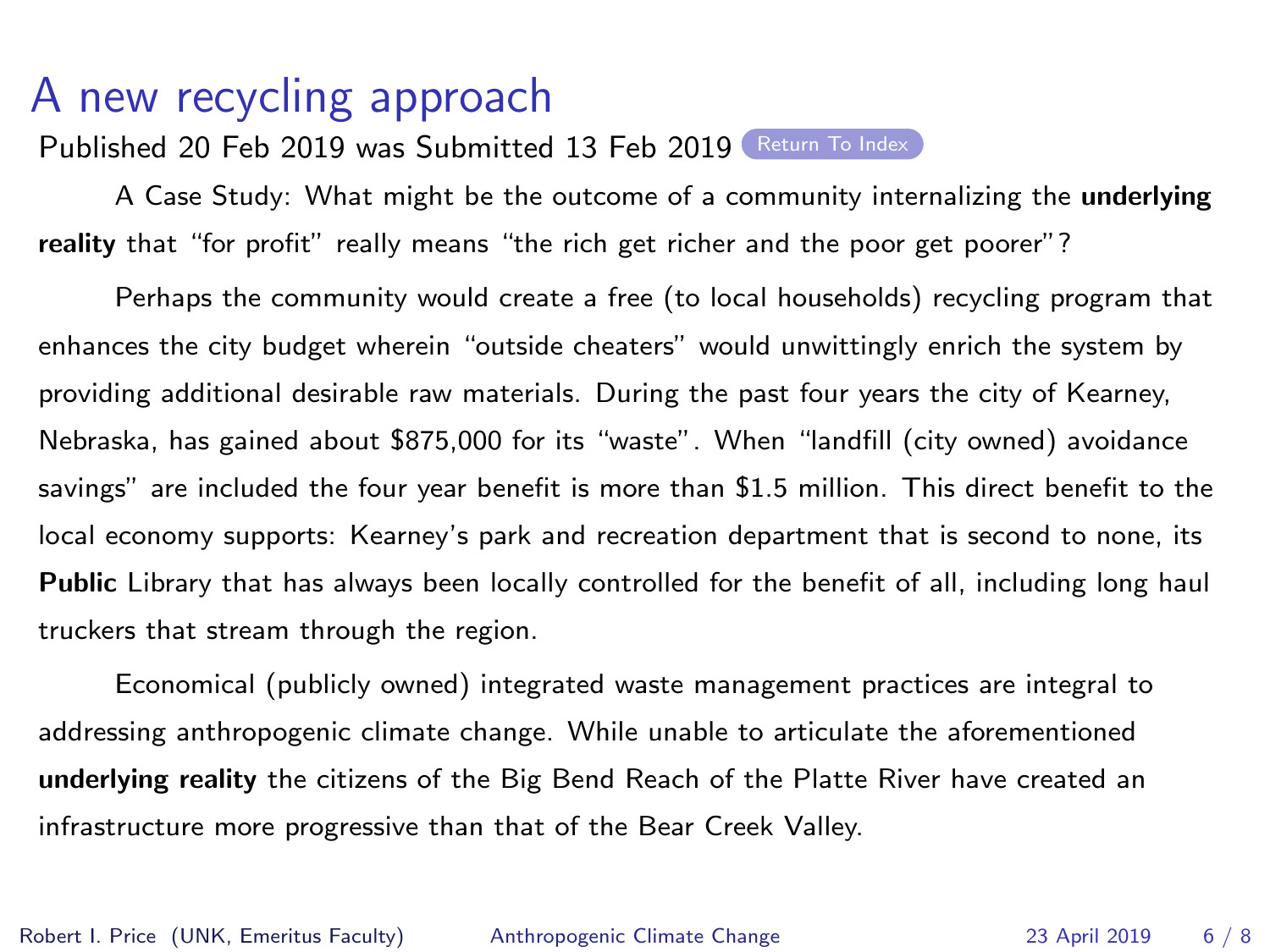# A new recycling approach

Published 20 Feb 2019 was Submitted 13 Feb 2019 Return To Index

A Case Study: What might be the outcome of a community internalizing the **underlying reality** that "for profit" really means "the rich get richer and the poor get poorer"?

Perhaps the community would create a free (to local households) recycling program that enhances the city budget wherein "outside cheaters" would unwittingly enrich the system by providing additional desirable raw materials. During the past four years the city of Kearney, Nebraska, has gained about $875,000 for its "waste". When "landfill (city owned) avoidance savings" are included the four year benefit is more than $1.5 million. This direct benefit to the local economy supports: Kearney's park and recreation department that is second to none, its **Public** Library that has always been locally controlled for the benefit of all, including long haul truckers that stream through the region.

Economical (publicly owned) integrated waste management practices are integral to addressing anthropogenic climate change. While unable to articulate the aforementioned **underlying reality** the citizens of the Big Bend Reach of the Platte River have created an infrastructure more progressive than that of the Bear Creek Valley.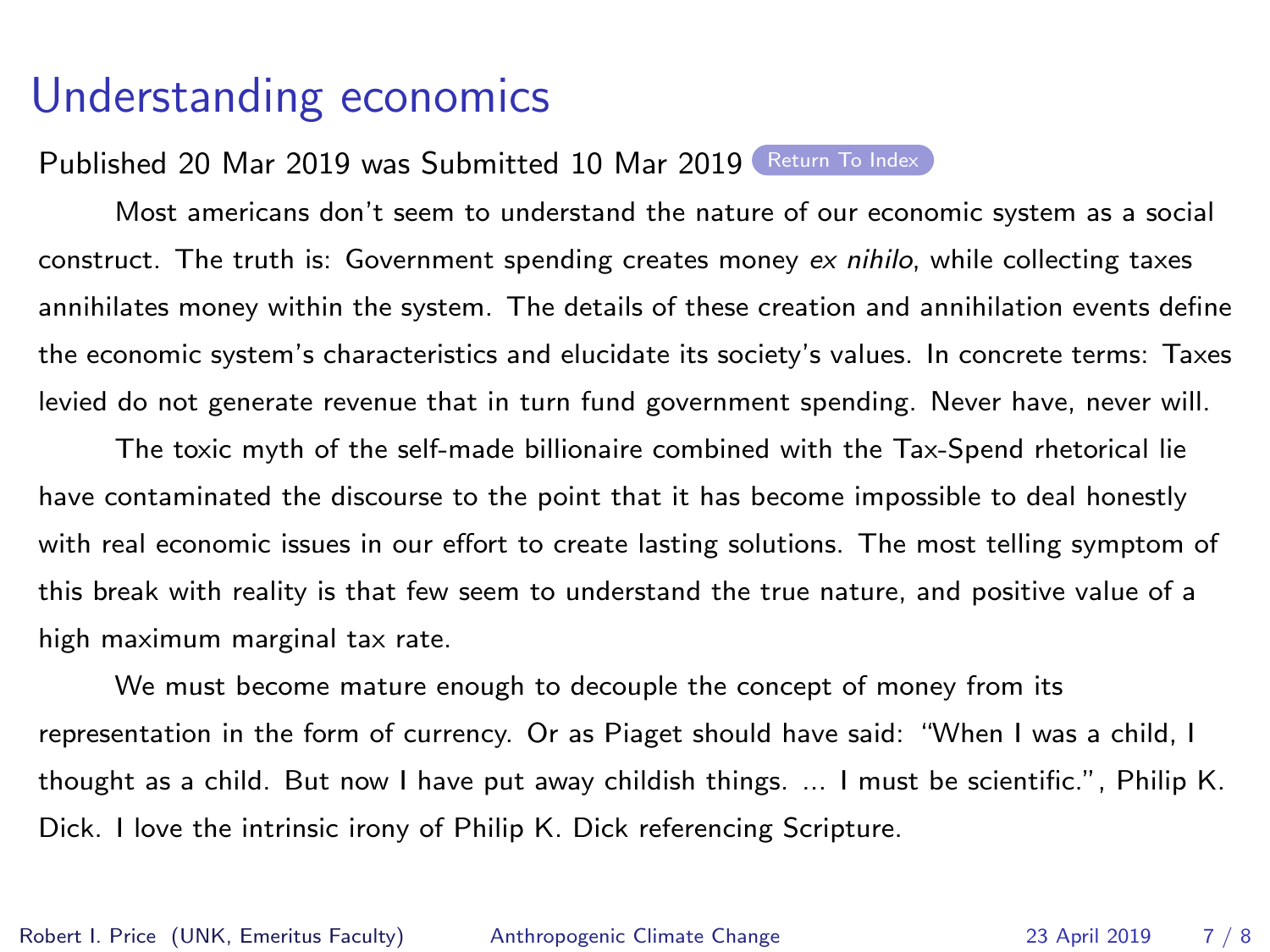# Understanding economics

Published 20 Mar 2019 was Submitted 10 Mar 2019 Return To Index

Most americans don't seem to understand the nature of our economic system as a social construct. The truth is: Government spending creates money *ex nihilo*, while collecting taxes annihilates money within the system. The details of these creation and annihilation events define the economic system's characteristics and elucidate its society's values. In concrete terms: Taxes levied do not generate revenue that in turn fund government spending. Never have, never will.

The toxic myth of the self-made billionaire combined with the Tax-Spend rhetorical lie have contaminated the discourse to the point that it has become impossible to deal honestly with real economic issues in our effort to create lasting solutions. The most telling symptom of this break with reality is that few seem to understand the true nature, and positive value of a high maximum marginal tax rate.

We must become mature enough to decouple the concept of money from its representation in the form of currency. Or as Piaget should have said: "When I was a child, I thought as a child. But now I have put away childish things. ... I must be scientific.", Philip K. Dick. I love the intrinsic irony of Philip K. Dick referencing Scripture.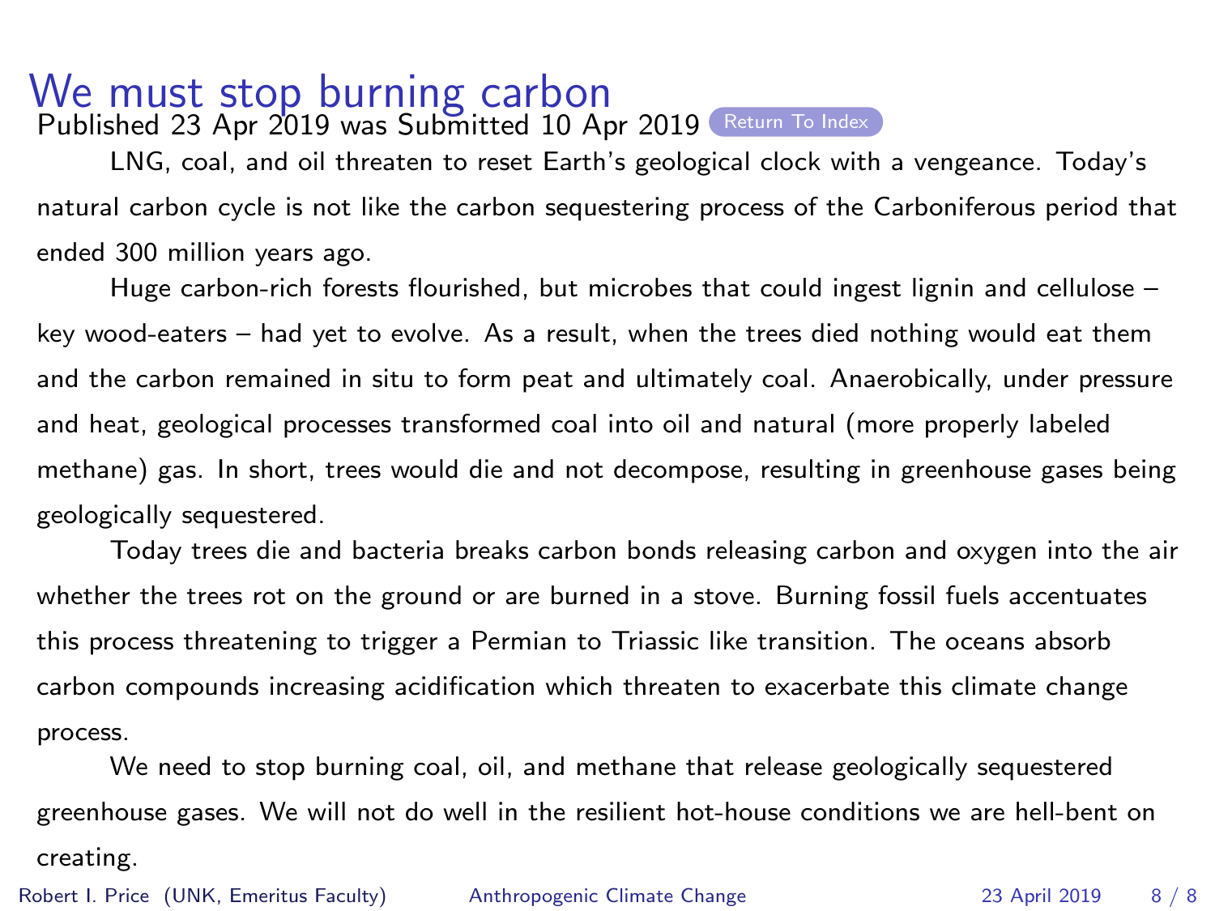# We must stop burning carbon

Published 23 Apr 2019 was Submitted 10 Apr 2019 Return To Index

LNG, coal, and oil threaten to reset Earth's geological clock with a vengeance. Today's natural carbon cycle is not like the carbon sequestering process of the Carboniferous period that ended 300 million years ago.

Huge carbon-rich forests flourished, but microbes that could ingest lignin and cellulose – key wood-eaters – had yet to evolve. As a result, when the trees died nothing would eat them and the carbon remained in situ to form peat and ultimately coal. Anaerobically, under pressure and heat, geological processes transformed coal into oil and natural (more properly labeled methane) gas. In short, trees would die and not decompose, resulting in greenhouse gases being geologically sequestered.

Today trees die and bacteria breaks carbon bonds releasing carbon and oxygen into the air whether the trees rot on the ground or are burned in a stove. Burning fossil fuels accentuates this process threatening to trigger a Permian to Triassic like transition. The oceans absorb carbon compounds increasing acidification which threaten to exacerbate this climate change process.

We need to stop burning coal, oil, and methane that release geologically sequestered greenhouse gases. We will not do well in the resilient hot-house conditions we are hell-bent on creating.